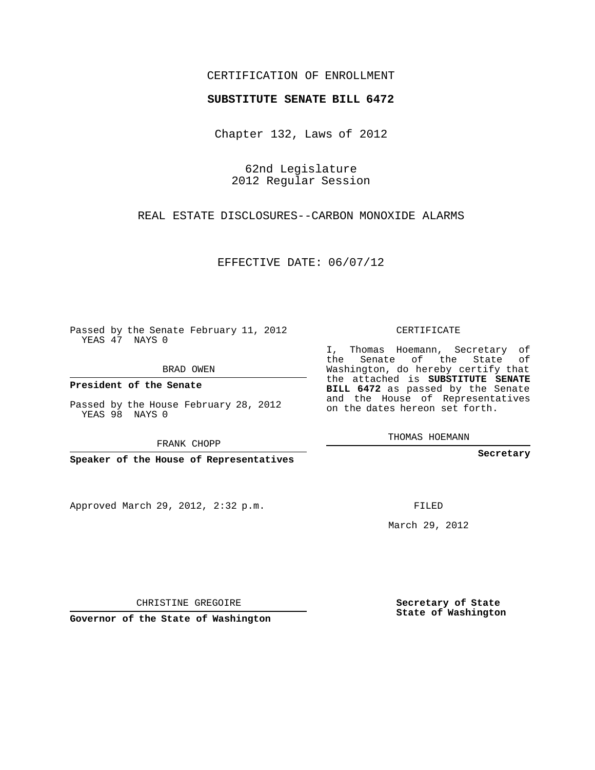CERTIFICATION OF ENROLLMENT

**SUBSTITUTE SENATE BILL 6472**

Chapter 132, Laws of 2012

62nd Legislature
2012 Regular Session

REAL ESTATE DISCLOSURES--CARBON MONOXIDE ALARMS

EFFECTIVE DATE: 06/07/12

Passed by the Senate February 11, 2012
YEAS 47 NAYS 0

BRAD OWEN

**President of the Senate**

Passed by the House February 28, 2012
YEAS 98 NAYS 0

FRANK CHOPP

**Speaker of the House of Representatives**

Approved March 29, 2012, 2:32 p.m.

CHRISTINE GREGOIRE

**Governor of the State of Washington**

CERTIFICATE

I, Thomas Hoemann, Secretary of the Senate of the State of Washington, do hereby certify that the attached is **SUBSTITUTE SENATE BILL 6472** as passed by the Senate and the House of Representatives on the dates hereon set forth.

THOMAS HOEMANN

**Secretary**

FILED

March 29, 2012

**Secretary of State**
**State of Washington**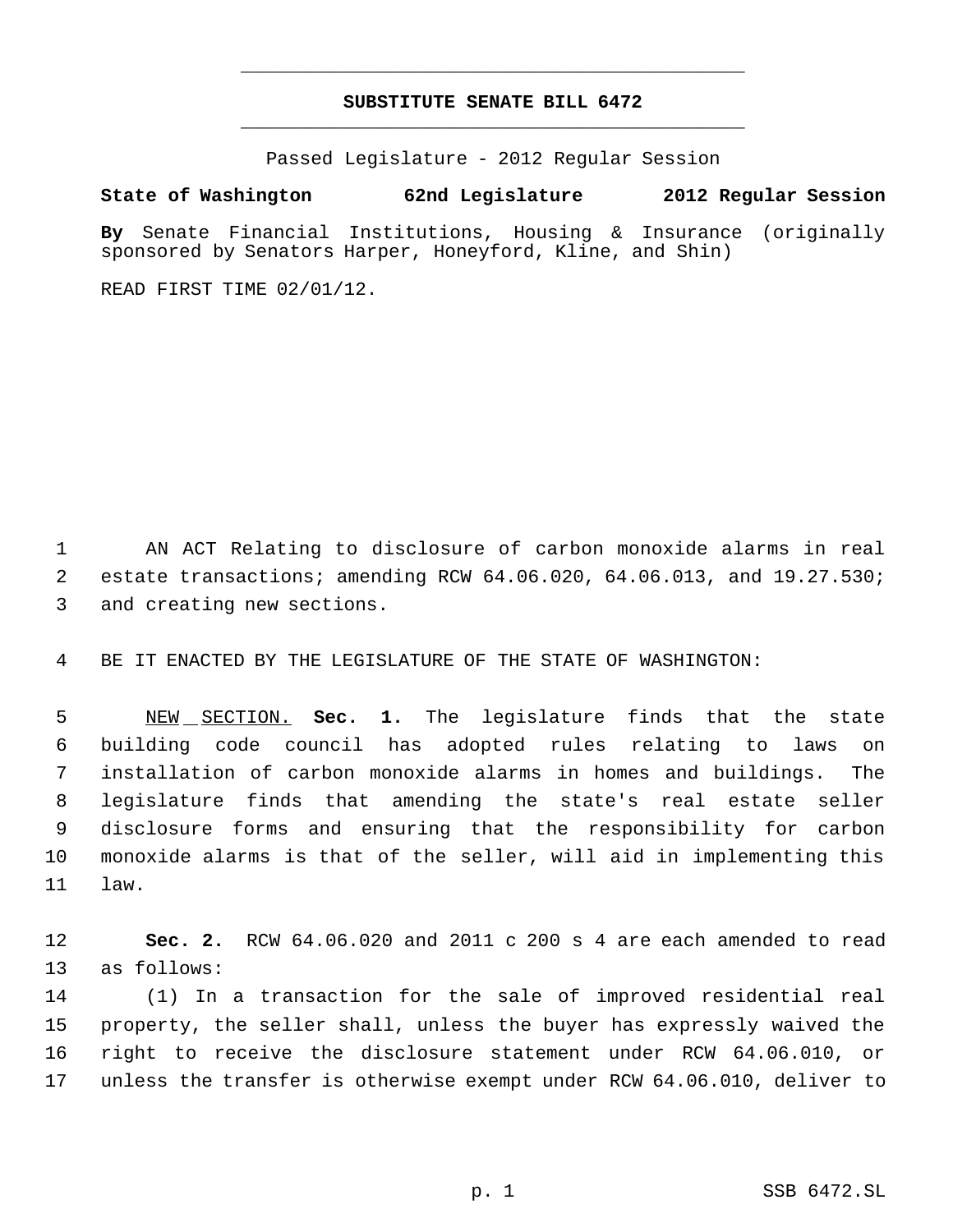# SUBSTITUTE SENATE BILL 6472

Passed Legislature - 2012 Regular Session

**State of Washington 62nd Legislature 2012 Regular Session**

**By** Senate Financial Institutions, Housing & Insurance (originally sponsored by Senators Harper, Honeyford, Kline, and Shin)

READ FIRST TIME 02/01/12.

1 AN ACT Relating to disclosure of carbon monoxide alarms in real
2 estate transactions; amending RCW 64.06.020, 64.06.013, and 19.27.530;
3 and creating new sections.

4 BE IT ENACTED BY THE LEGISLATURE OF THE STATE OF WASHINGTON:

5 NEW SECTION. **Sec. 1.** The legislature finds that the state
6 building code council has adopted rules relating to laws on
7 installation of carbon monoxide alarms in homes and buildings. The
8 legislature finds that amending the state's real estate seller
9 disclosure forms and ensuring that the responsibility for carbon
10 monoxide alarms is that of the seller, will aid in implementing this
11 law.

12 **Sec. 2.** RCW 64.06.020 and 2011 c 200 s 4 are each amended to read
13 as follows:
14 (1) In a transaction for the sale of improved residential real
15 property, the seller shall, unless the buyer has expressly waived the
16 right to receive the disclosure statement under RCW 64.06.010, or
17 unless the transfer is otherwise exempt under RCW 64.06.010, deliver to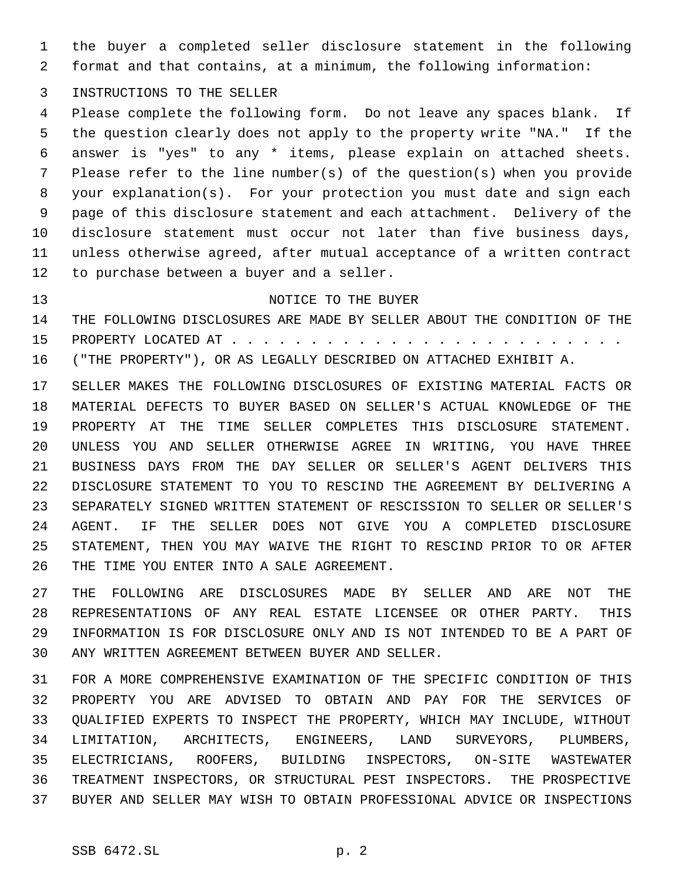the buyer a completed seller disclosure statement in the following format and that contains, at a minimum, the following information:

INSTRUCTIONS TO THE SELLER

Please complete the following form. Do not leave any spaces blank. If the question clearly does not apply to the property write "NA." If the answer is "yes" to any * items, please explain on attached sheets. Please refer to the line number(s) of the question(s) when you provide your explanation(s). For your protection you must date and sign each page of this disclosure statement and each attachment. Delivery of the disclosure statement must occur not later than five business days, unless otherwise agreed, after mutual acceptance of a written contract to purchase between a buyer and a seller.

NOTICE TO THE BUYER

THE FOLLOWING DISCLOSURES ARE MADE BY SELLER ABOUT THE CONDITION OF THE PROPERTY LOCATED AT . . . . . . . . . . . . . . . . . . . . . . . . . . ("THE PROPERTY"), OR AS LEGALLY DESCRIBED ON ATTACHED EXHIBIT A.

SELLER MAKES THE FOLLOWING DISCLOSURES OF EXISTING MATERIAL FACTS OR MATERIAL DEFECTS TO BUYER BASED ON SELLER'S ACTUAL KNOWLEDGE OF THE PROPERTY AT THE TIME SELLER COMPLETES THIS DISCLOSURE STATEMENT. UNLESS YOU AND SELLER OTHERWISE AGREE IN WRITING, YOU HAVE THREE BUSINESS DAYS FROM THE DAY SELLER OR SELLER'S AGENT DELIVERS THIS DISCLOSURE STATEMENT TO YOU TO RESCIND THE AGREEMENT BY DELIVERING A SEPARATELY SIGNED WRITTEN STATEMENT OF RESCISSION TO SELLER OR SELLER'S AGENT. IF THE SELLER DOES NOT GIVE YOU A COMPLETED DISCLOSURE STATEMENT, THEN YOU MAY WAIVE THE RIGHT TO RESCIND PRIOR TO OR AFTER THE TIME YOU ENTER INTO A SALE AGREEMENT.

THE FOLLOWING ARE DISCLOSURES MADE BY SELLER AND ARE NOT THE REPRESENTATIONS OF ANY REAL ESTATE LICENSEE OR OTHER PARTY. THIS INFORMATION IS FOR DISCLOSURE ONLY AND IS NOT INTENDED TO BE A PART OF ANY WRITTEN AGREEMENT BETWEEN BUYER AND SELLER.

FOR A MORE COMPREHENSIVE EXAMINATION OF THE SPECIFIC CONDITION OF THIS PROPERTY YOU ARE ADVISED TO OBTAIN AND PAY FOR THE SERVICES OF QUALIFIED EXPERTS TO INSPECT THE PROPERTY, WHICH MAY INCLUDE, WITHOUT LIMITATION, ARCHITECTS, ENGINEERS, LAND SURVEYORS, PLUMBERS, ELECTRICIANS, ROOFERS, BUILDING INSPECTORS, ON-SITE WASTEWATER TREATMENT INSPECTORS, OR STRUCTURAL PEST INSPECTORS. THE PROSPECTIVE BUYER AND SELLER MAY WISH TO OBTAIN PROFESSIONAL ADVICE OR INSPECTIONS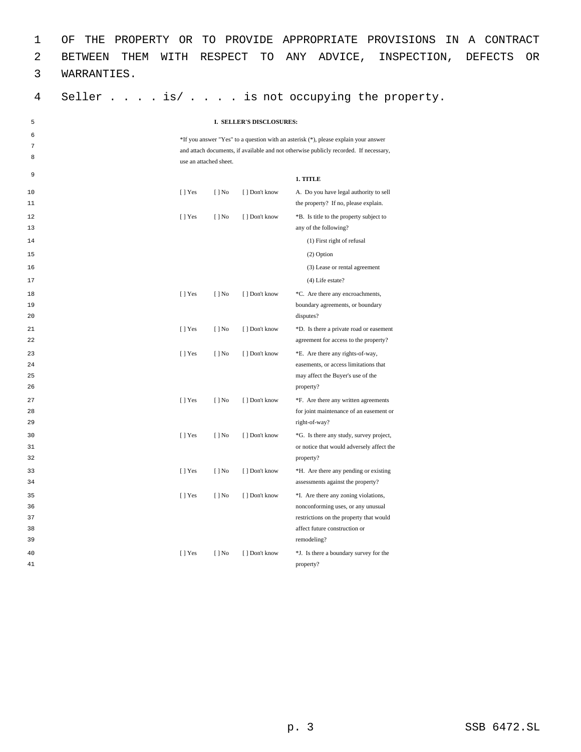OF THE PROPERTY OR TO PROVIDE APPROPRIATE PROVISIONS IN A CONTRACT BETWEEN THEM WITH RESPECT TO ANY ADVICE, INSPECTION, DEFECTS OR WARRANTIES.

Seller . . . . is/ . . . . is not occupying the property.

**I. SELLER'S DISCLOSURES:**

*If you answer "Yes" to a question with an asterisk (*), please explain your answer and attach documents, if available and not otherwise publicly recorded. If necessary, use an attached sheet.

**1. TITLE**

| | | | |
|---|---|---|---|
| [ ] Yes | [ ] No | [ ] Don't know | A. Do you have legal authority to sell the property? If no, please explain. |
| [ ] Yes | [ ] No | [ ] Don't know | *B. Is title to the property subject to any of the following?<br>(1) First right of refusal<br>(2) Option<br>(3) Lease or rental agreement<br>(4) Life estate? |
| [ ] Yes | [ ] No | [ ] Don't know | *C. Are there any encroachments, boundary agreements, or boundary disputes? |
| [ ] Yes | [ ] No | [ ] Don't know | *D. Is there a private road or easement agreement for access to the property? |
| [ ] Yes | [ ] No | [ ] Don't know | *E. Are there any rights-of-way, easements, or access limitations that may affect the Buyer's use of the property? |
| [ ] Yes | [ ] No | [ ] Don't know | *F. Are there any written agreements for joint maintenance of an easement or right-of-way? |
| [ ] Yes | [ ] No | [ ] Don't know | *G. Is there any study, survey project, or notice that would adversely affect the property? |
| [ ] Yes | [ ] No | [ ] Don't know | *H. Are there any pending or existing assessments against the property? |
| [ ] Yes | [ ] No | [ ] Don't know | *I. Are there any zoning violations, nonconforming uses, or any unusual restrictions on the property that would affect future construction or remodeling? |
| [ ] Yes | [ ] No | [ ] Don't know | *J. Is there a boundary survey for the property? |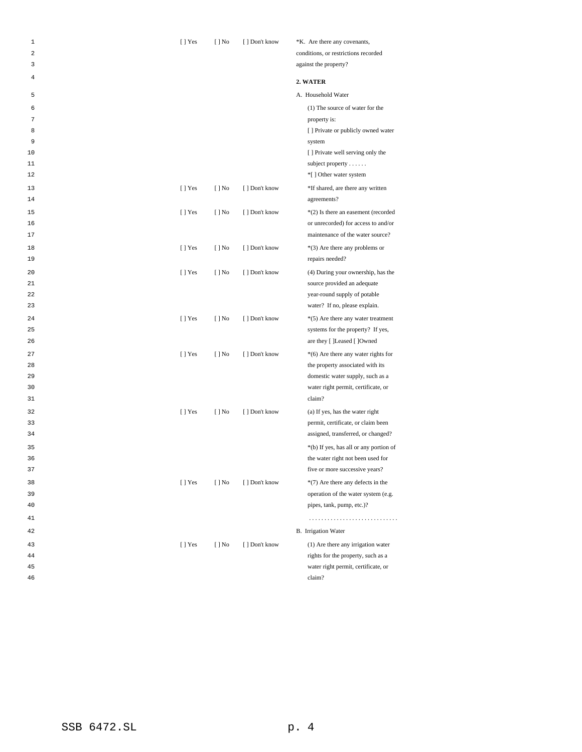| | | | |
|---|---|---|---|
| [ ] Yes | [ ] No | [ ] Don't know | *K. Are there any covenants, conditions, or restrictions recorded against the property? |
| | | | **2. WATER** |
| | | | A. Household Water |
| | | | (1) The source of water for the property is:<br>[ ] Private or publicly owned water system<br>[ ] Private well serving only the subject property . . . . . .<br>*[ ] Other water system |
| [ ] Yes | [ ] No | [ ] Don't know | *If shared, are there any written agreements? |
| [ ] Yes | [ ] No | [ ] Don't know | *(2) Is there an easement (recorded or unrecorded) for access to and/or maintenance of the water source? |
| [ ] Yes | [ ] No | [ ] Don't know | *(3) Are there any problems or repairs needed? |
| [ ] Yes | [ ] No | [ ] Don't know | (4) During your ownership, has the source provided an adequate year-round supply of potable water? If no, please explain. |
| [ ] Yes | [ ] No | [ ] Don't know | *(5) Are there any water treatment systems for the property? If yes, are they [ ]Leased [ ]Owned |
| [ ] Yes | [ ] No | [ ] Don't know | *(6) Are there any water rights for the property associated with its domestic water supply, such as a water right permit, certificate, or claim? |
| [ ] Yes | [ ] No | [ ] Don't know | (a) If yes, has the water right permit, certificate, or claim been assigned, transferred, or changed? |
| | | | *(b) If yes, has all or any portion of the water right not been used for five or more successive years? |
| [ ] Yes | [ ] No | [ ] Don't know | *(7) Are there any defects in the operation of the water system (e.g. pipes, tank, pump, etc.)? |
| | | | . . . . . . . . . . . . . . . . . . . . . . . . . . . . . |
| | | | B. Irrigation Water |
| [ ] Yes | [ ] No | [ ] Don't know | (1) Are there any irrigation water rights for the property, such as a water right permit, certificate, or claim? |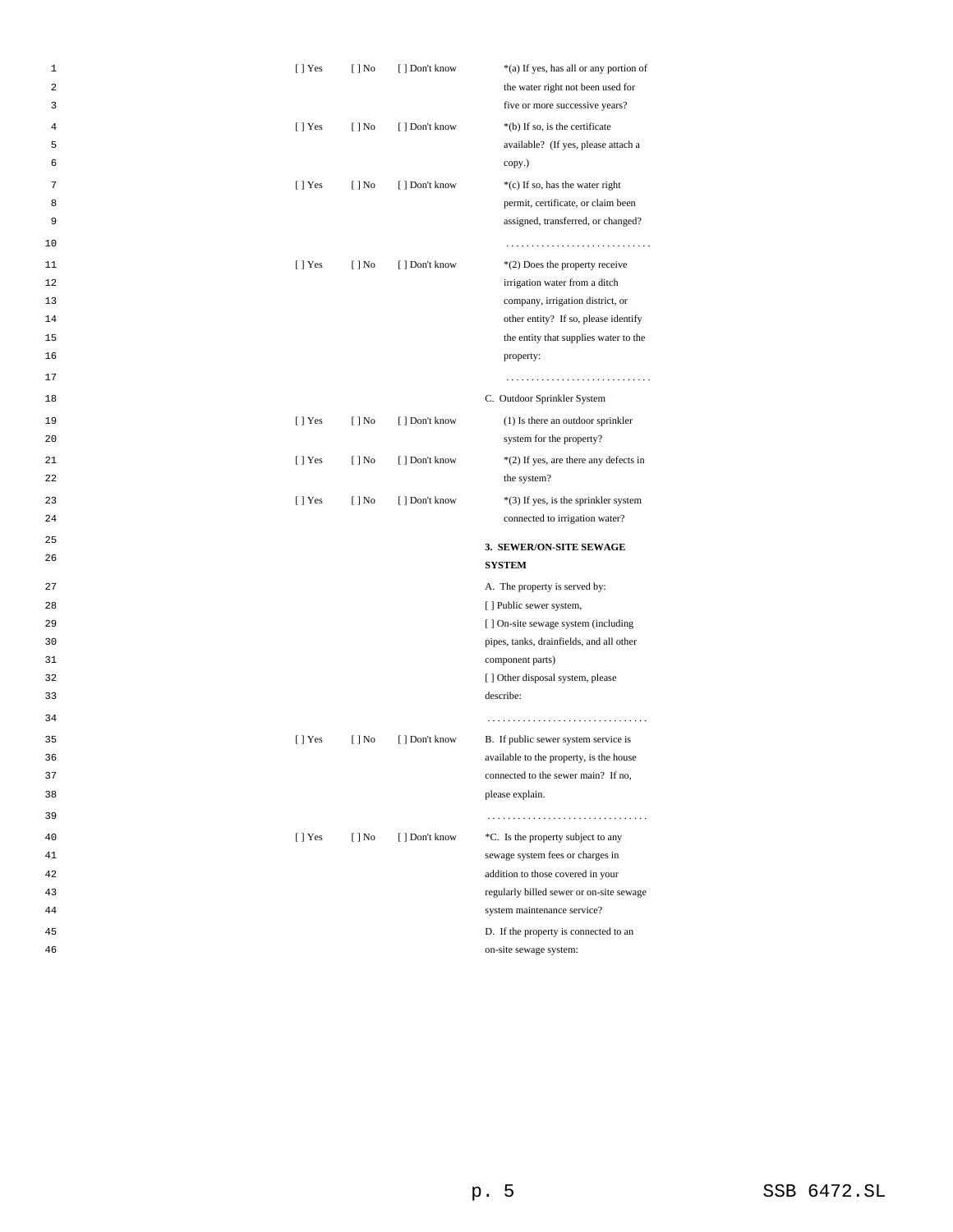[ ] Yes [ ] No [ ] Don't know *(a) If yes, has all or any portion of the water right not been used for five or more successive years?

[ ] Yes [ ] No [ ] Don't know *(b) If so, is the certificate available? (If yes, please attach a copy.)

[ ] Yes [ ] No [ ] Don't know *(c) If so, has the water right permit, certificate, or claim been assigned, transferred, or changed?

. . . . . . . . . . . . . . . . . . . . . . . . . . . . .

[ ] Yes [ ] No [ ] Don't know *(2) Does the property receive irrigation water from a ditch company, irrigation district, or other entity? If so, please identify the entity that supplies water to the property:

. . . . . . . . . . . . . . . . . . . . . . . . . . . . .

C. Outdoor Sprinkler System

[ ] Yes [ ] No [ ] Don't know (1) Is there an outdoor sprinkler system for the property?

[ ] Yes [ ] No [ ] Don't know *(2) If yes, are there any defects in the system?

[ ] Yes [ ] No [ ] Don't know *(3) If yes, is the sprinkler system connected to irrigation water?

**3. SEWER/ON-SITE SEWAGE SYSTEM**

A. The property is served by:

[ ] Public sewer system,

[ ] On-site sewage system (including pipes, tanks, drainfields, and all other component parts)

[ ] Other disposal system, please describe:

. . . . . . . . . . . . . . . . . . . . . . . . . . . . . . . .

[ ] Yes [ ] No [ ] Don't know B. If public sewer system service is available to the property, is the house connected to the sewer main? If no, please explain.

. . . . . . . . . . . . . . . . . . . . . . . . . . . . . . . .

[ ] Yes [ ] No [ ] Don't know *C. Is the property subject to any sewage system fees or charges in addition to those covered in your regularly billed sewer or on-site sewage system maintenance service?

D. If the property is connected to an on-site sewage system: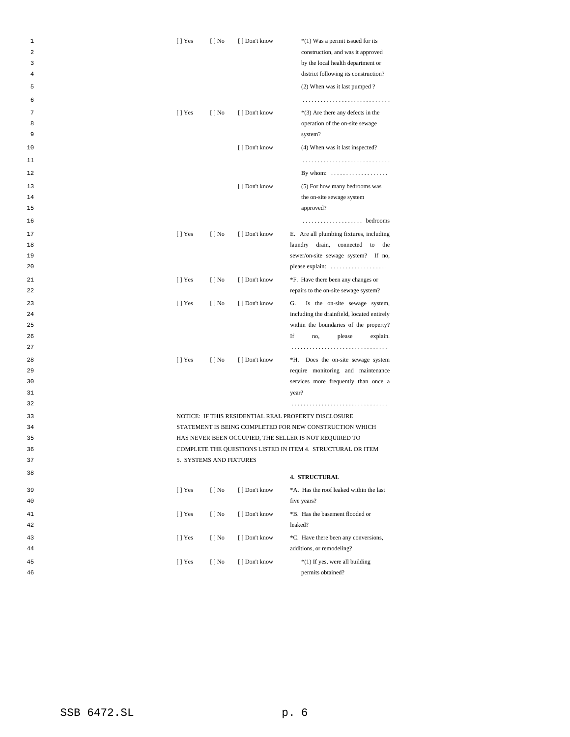[ ] Yes [ ] No [ ] Don't know *(1) Was a permit issued for its construction, and was it approved by the local health department or district following its construction?

(2) When was it last pumped ?

. . . . . . . . . . . . . . . . . . . . . . . . . . . .

[ ] Yes [ ] No [ ] Don't know *(3) Are there any defects in the operation of the on-site sewage system?

[ ] Don't know (4) When was it last inspected?

. . . . . . . . . . . . . . . . . . . . . . . . . . . .

By whom: . . . . . . . . . . . . . . . . . .

[ ] Don't know (5) For how many bedrooms was the on-site sewage system approved?

. . . . . . . . . . . . . . . . . . . bedrooms

[ ] Yes [ ] No [ ] Don't know E. Are all plumbing fixtures, including laundry drain, connected to the sewer/on-site sewage system? If no, please explain: . . . . . . . . . . . . . . . . . .

[ ] Yes [ ] No [ ] Don't know *F. Have there been any changes or repairs to the on-site sewage system?

[ ] Yes [ ] No [ ] Don't know G. Is the on-site sewage system, including the drainfield, located entirely within the boundaries of the property? If no, please explain. . . . . . . . . . . . . . . . . . . . . . . . . . . . . . . .

[ ] Yes [ ] No [ ] Don't know *H. Does the on-site sewage system require monitoring and maintenance services more frequently than once a year?

. . . . . . . . . . . . . . . . . . . . . . . . . . . . . . .

NOTICE: IF THIS RESIDENTIAL REAL PROPERTY DISCLOSURE STATEMENT IS BEING COMPLETED FOR NEW CONSTRUCTION WHICH HAS NEVER BEEN OCCUPIED, THE SELLER IS NOT REQUIRED TO COMPLETE THE QUESTIONS LISTED IN ITEM 4. STRUCTURAL OR ITEM 5. SYSTEMS AND FIXTURES

**4. STRUCTURAL**

[ ] Yes [ ] No [ ] Don't know *A. Has the roof leaked within the last five years?

[ ] Yes [ ] No [ ] Don't know *B. Has the basement flooded or leaked?

[ ] Yes [ ] No [ ] Don't know *C. Have there been any conversions, additions, or remodeling?

[ ] Yes [ ] No [ ] Don't know *(1) If yes, were all building permits obtained?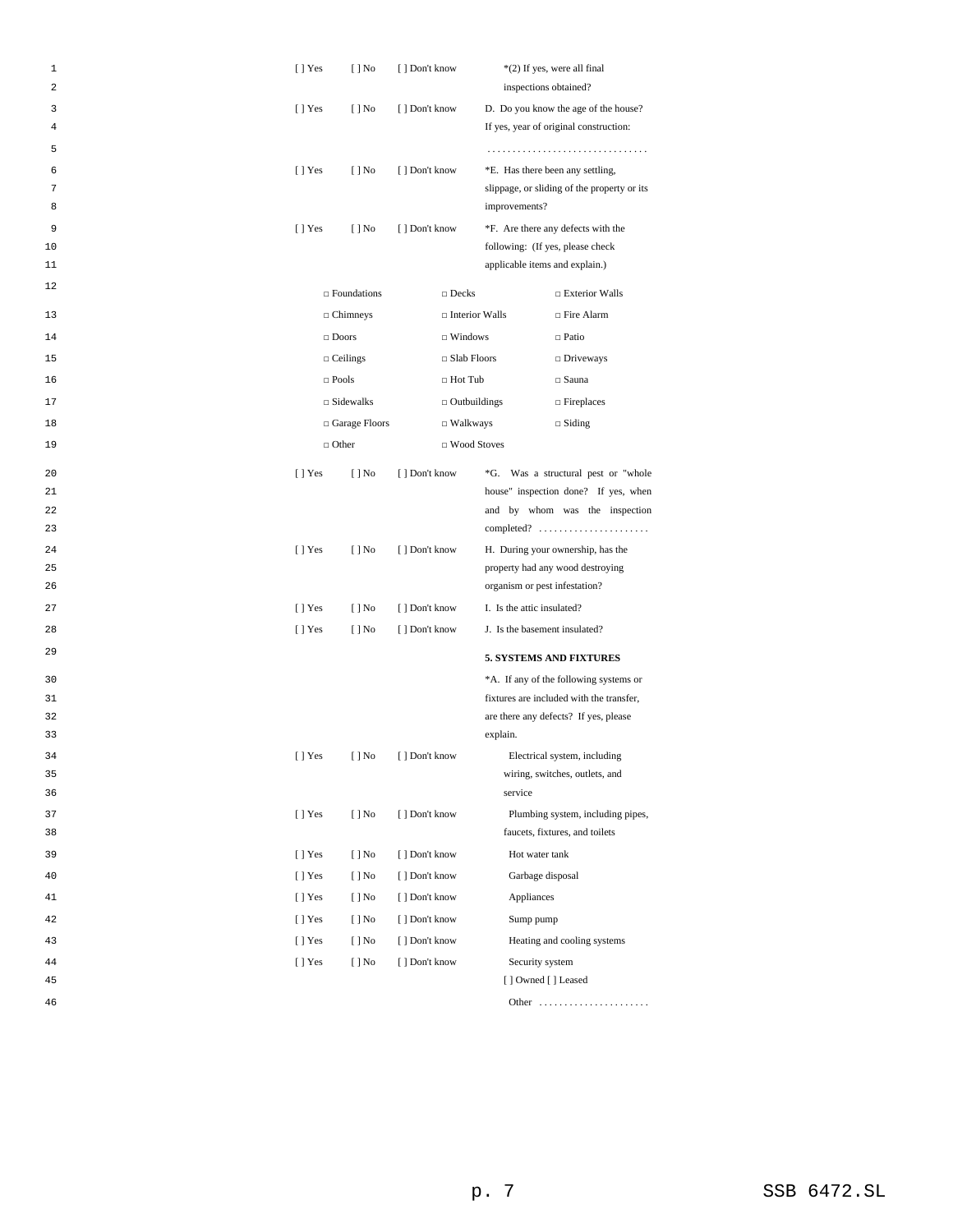[ ] Yes [ ] No [ ] Don't know *(2) If yes, were all final inspections obtained?

[ ] Yes [ ] No [ ] Don't know D. Do you know the age of the house? If yes, year of original construction: . . . . . . . . . . . . . . . . . . . . . . . . . . . . . . . .

[ ] Yes [ ] No [ ] Don't know *E. Has there been any settling, slippage, or sliding of the property or its improvements?

[ ] Yes [ ] No [ ] Don't know *F. Are there any defects with the following: (If yes, please check applicable items and explain.)

| | | |
|---|---|---|
| □ Foundations | □ Decks | □ Exterior Walls |
| □ Chimneys | □ Interior Walls | □ Fire Alarm |
| □ Doors | □ Windows | □ Patio |
| □ Ceilings | □ Slab Floors | □ Driveways |
| □ Pools | □ Hot Tub | □ Sauna |
| □ Sidewalks | □ Outbuildings | □ Fireplaces |
| □ Garage Floors | □ Walkways | □ Siding |
| □ Other | □ Wood Stoves | |

[ ] Yes [ ] No [ ] Don't know *G. Was a structural pest or "whole house" inspection done? If yes, when and by whom was the inspection completed? . . . . . . . . . . . . . . . . . . . . . .

[ ] Yes [ ] No [ ] Don't know H. During your ownership, has the property had any wood destroying organism or pest infestation?

[ ] Yes [ ] No [ ] Don't know I. Is the attic insulated?

[ ] Yes [ ] No [ ] Don't know J. Is the basement insulated?

**5. SYSTEMS AND FIXTURES**

*A. If any of the following systems or fixtures are included with the transfer, are there any defects? If yes, please explain.

[ ] Yes [ ] No [ ] Don't know Electrical system, including wiring, switches, outlets, and service

[ ] Yes [ ] No [ ] Don't know Plumbing system, including pipes, faucets, fixtures, and toilets

[ ] Yes [ ] No [ ] Don't know Hot water tank

[ ] Yes [ ] No [ ] Don't know Garbage disposal

[ ] Yes [ ] No [ ] Don't know Appliances

[ ] Yes [ ] No [ ] Don't know Sump pump

[ ] Yes [ ] No [ ] Don't know Heating and cooling systems

[ ] Yes [ ] No [ ] Don't know Security system [ ] Owned [ ] Leased

Other . . . . . . . . . . . . . . . . . . . . . .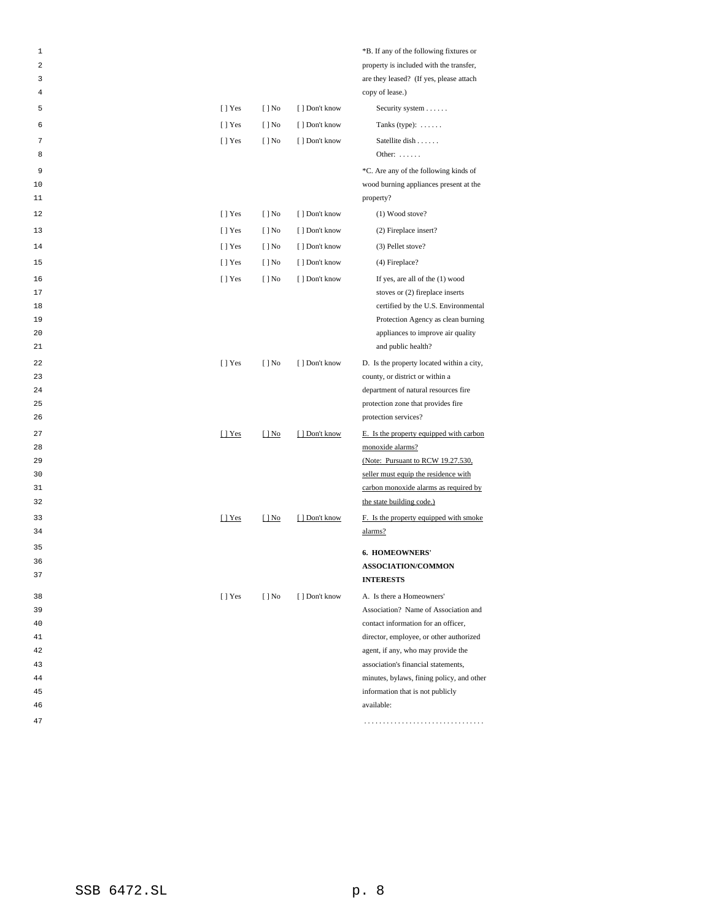| | | | |
|---|---|---|---|
| | | | *B. If any of the following fixtures or property is included with the transfer, are they leased? (If yes, please attach copy of lease.) |
| [ ] Yes | [ ] No | [ ] Don't know | Security system . . . . . . |
| [ ] Yes | [ ] No | [ ] Don't know | Tanks (type): . . . . . . |
| [ ] Yes | [ ] No | [ ] Don't know | Satellite dish . . . . . . Other: . . . . . . |
| | | | *C. Are any of the following kinds of wood burning appliances present at the property? |
| [ ] Yes | [ ] No | [ ] Don't know | (1) Wood stove? |
| [ ] Yes | [ ] No | [ ] Don't know | (2) Fireplace insert? |
| [ ] Yes | [ ] No | [ ] Don't know | (3) Pellet stove? |
| [ ] Yes | [ ] No | [ ] Don't know | (4) Fireplace? |
| [ ] Yes | [ ] No | [ ] Don't know | If yes, are all of the (1) wood stoves or (2) fireplace inserts certified by the U.S. Environmental Protection Agency as clean burning appliances to improve air quality and public health? |
| [ ] Yes | [ ] No | [ ] Don't know | D. Is the property located within a city, county, or district or within a department of natural resources fire protection zone that provides fire protection services? |
| [ ] Yes | [ ] No | [ ] Don't know | E. Is the property equipped with carbon monoxide alarms? (Note: Pursuant to RCW 19.27.530, seller must equip the residence with carbon monoxide alarms as required by the state building code.) |
| [ ] Yes | [ ] No | [ ] Don't know | F. Is the property equipped with smoke alarms? |
| | | | **6. HOMEOWNERS' ASSOCIATION/COMMON INTERESTS** |
| [ ] Yes | [ ] No | [ ] Don't know | A. Is there a Homeowners' Association? Name of Association and contact information for an officer, director, employee, or other authorized agent, if any, who may provide the association's financial statements, minutes, bylaws, fining policy, and other information that is not publicly available: |
| | | | . . . . . . . . . . . . . . . . . . . . . . . . . . . . . . . . |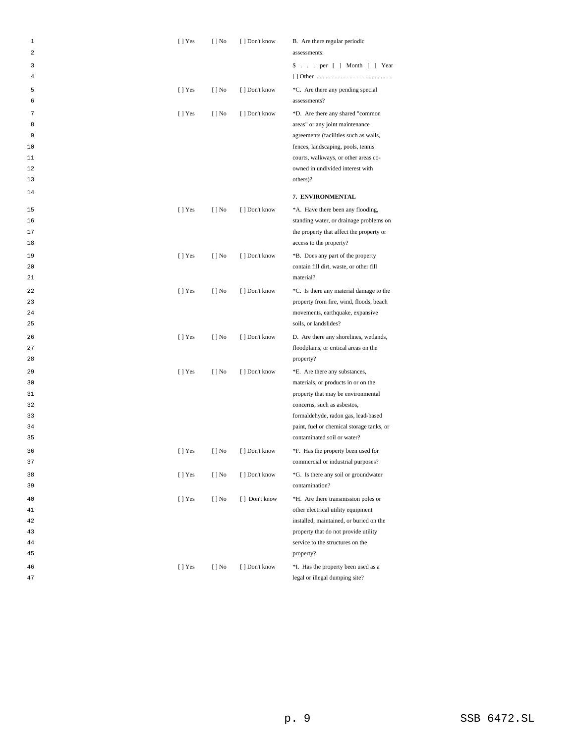| | | | |
|---|---|---|---|
| [ ] Yes | [ ] No | [ ] Don't know | B. Are there regular periodic assessments: |
| | | | $ . . . per [ ] Month [ ] Year [ ] Other . . . . . . . . . . . . . . . . . . . . . . . . . |
| [ ] Yes | [ ] No | [ ] Don't know | *C. Are there any pending special assessments? |
| [ ] Yes | [ ] No | [ ] Don't know | *D. Are there any shared "common areas" or any joint maintenance agreements (facilities such as walls, fences, landscaping, pools, tennis courts, walkways, or other areas co-owned in undivided interest with others)? |

**7. ENVIRONMENTAL**

| | | | |
|---|---|---|---|
| [ ] Yes | [ ] No | [ ] Don't know | *A. Have there been any flooding, standing water, or drainage problems on the property that affect the property or access to the property? |
| [ ] Yes | [ ] No | [ ] Don't know | *B. Does any part of the property contain fill dirt, waste, or other fill material? |
| [ ] Yes | [ ] No | [ ] Don't know | *C. Is there any material damage to the property from fire, wind, floods, beach movements, earthquake, expansive soils, or landslides? |
| [ ] Yes | [ ] No | [ ] Don't know | D. Are there any shorelines, wetlands, floodplains, or critical areas on the property? |
| [ ] Yes | [ ] No | [ ] Don't know | *E. Are there any substances, materials, or products in or on the property that may be environmental concerns, such as asbestos, formaldehyde, radon gas, lead-based paint, fuel or chemical storage tanks, or contaminated soil or water? |
| [ ] Yes | [ ] No | [ ] Don't know | *F. Has the property been used for commercial or industrial purposes? |
| [ ] Yes | [ ] No | [ ] Don't know | *G. Is there any soil or groundwater contamination? |
| [ ] Yes | [ ] No | [ ] Don't know | *H. Are there transmission poles or other electrical utility equipment installed, maintained, or buried on the property that do not provide utility service to the structures on the property? |
| [ ] Yes | [ ] No | [ ] Don't know | *I. Has the property been used as a legal or illegal dumping site? |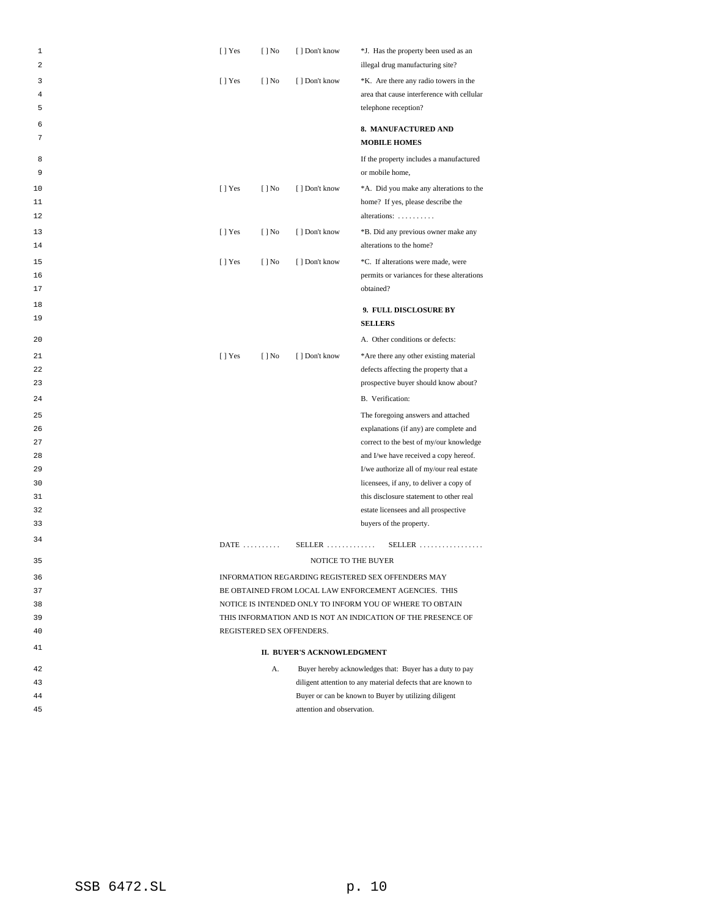[ ] Yes [ ] No [ ] Don't know *J. Has the property been used as an illegal drug manufacturing site?

[ ] Yes [ ] No [ ] Don't know *K. Are there any radio towers in the area that cause interference with cellular telephone reception?

**8. MANUFACTURED AND MOBILE HOMES**

If the property includes a manufactured or mobile home,

[ ] Yes [ ] No [ ] Don't know *A. Did you make any alterations to the home? If yes, please describe the alterations: . . . . . . . . . .

[ ] Yes [ ] No [ ] Don't know *B. Did any previous owner make any alterations to the home?

[ ] Yes [ ] No [ ] Don't know *C. If alterations were made, were permits or variances for these alterations obtained?

**9. FULL DISCLOSURE BY SELLERS**

A. Other conditions or defects:

[ ] Yes [ ] No [ ] Don't know *Are there any other existing material defects affecting the property that a prospective buyer should know about?

B. Verification:

The foregoing answers and attached explanations (if any) are complete and correct to the best of my/our knowledge and I/we have received a copy hereof. I/we authorize all of my/our real estate licensees, if any, to deliver a copy of this disclosure statement to other real estate licensees and all prospective buyers of the property.

DATE . . . . . . . . . . SELLER . . . . . . . . . . . . . SELLER . . . . . . . . . . . . . . . . .

NOTICE TO THE BUYER

INFORMATION REGARDING REGISTERED SEX OFFENDERS MAY BE OBTAINED FROM LOCAL LAW ENFORCEMENT AGENCIES. THIS NOTICE IS INTENDED ONLY TO INFORM YOU OF WHERE TO OBTAIN THIS INFORMATION AND IS NOT AN INDICATION OF THE PRESENCE OF REGISTERED SEX OFFENDERS.

**II. BUYER'S ACKNOWLEDGMENT**

A. Buyer hereby acknowledges that: Buyer has a duty to pay diligent attention to any material defects that are known to Buyer or can be known to Buyer by utilizing diligent attention and observation.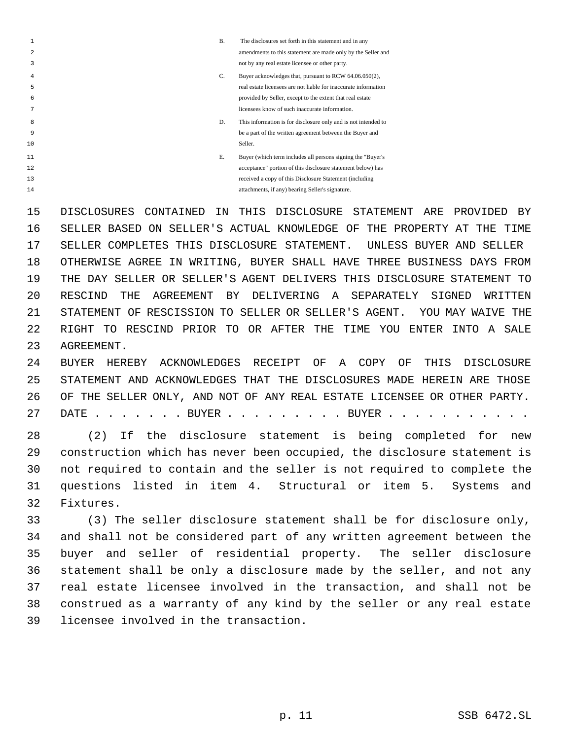B. The disclosures set forth in this statement and in any amendments to this statement are made only by the Seller and not by any real estate licensee or other party.

C. Buyer acknowledges that, pursuant to RCW 64.06.050(2), real estate licensees are not liable for inaccurate information provided by Seller, except to the extent that real estate licensees know of such inaccurate information.

D. This information is for disclosure only and is not intended to be a part of the written agreement between the Buyer and Seller.

E. Buyer (which term includes all persons signing the "Buyer's acceptance" portion of this disclosure statement below) has received a copy of this Disclosure Statement (including attachments, if any) bearing Seller's signature.

DISCLOSURES CONTAINED IN THIS DISCLOSURE STATEMENT ARE PROVIDED BY SELLER BASED ON SELLER'S ACTUAL KNOWLEDGE OF THE PROPERTY AT THE TIME SELLER COMPLETES THIS DISCLOSURE STATEMENT. UNLESS BUYER AND SELLER OTHERWISE AGREE IN WRITING, BUYER SHALL HAVE THREE BUSINESS DAYS FROM THE DAY SELLER OR SELLER'S AGENT DELIVERS THIS DISCLOSURE STATEMENT TO RESCIND THE AGREEMENT BY DELIVERING A SEPARATELY SIGNED WRITTEN STATEMENT OF RESCISSION TO SELLER OR SELLER'S AGENT. YOU MAY WAIVE THE RIGHT TO RESCIND PRIOR TO OR AFTER THE TIME YOU ENTER INTO A SALE AGREEMENT.

BUYER HEREBY ACKNOWLEDGES RECEIPT OF A COPY OF THIS DISCLOSURE STATEMENT AND ACKNOWLEDGES THAT THE DISCLOSURES MADE HEREIN ARE THOSE OF THE SELLER ONLY, AND NOT OF ANY REAL ESTATE LICENSEE OR OTHER PARTY.

DATE . . . . . . . BUYER . . . . . . . . . BUYER . . . . . . . . . . .

(2) If the disclosure statement is being completed for new construction which has never been occupied, the disclosure statement is not required to contain and the seller is not required to complete the questions listed in item 4. Structural or item 5. Systems and Fixtures.

(3) The seller disclosure statement shall be for disclosure only, and shall not be considered part of any written agreement between the buyer and seller of residential property. The seller disclosure statement shall be only a disclosure made by the seller, and not any real estate licensee involved in the transaction, and shall not be construed as a warranty of any kind by the seller or any real estate licensee involved in the transaction.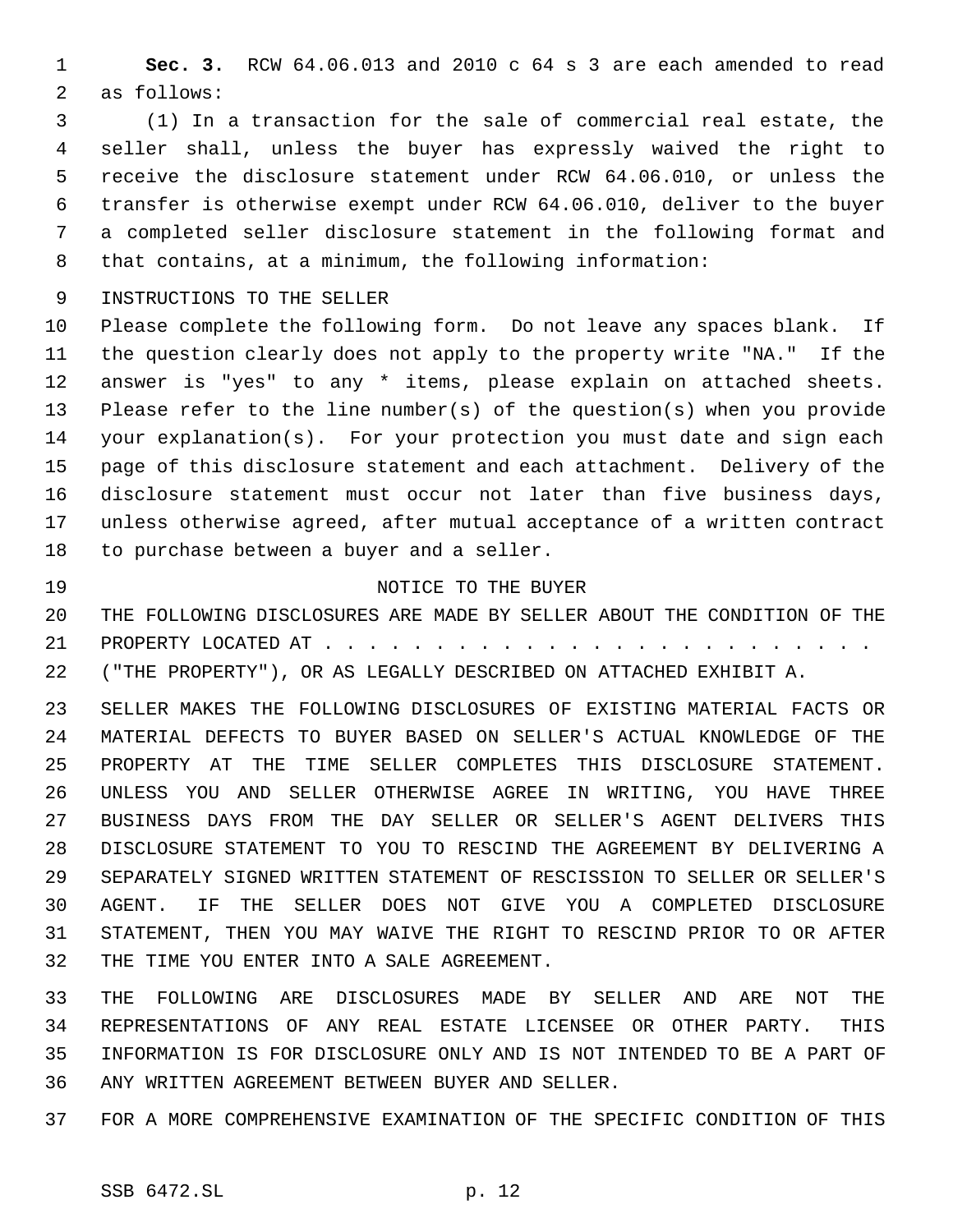**Sec. 3.** RCW 64.06.013 and 2010 c 64 s 3 are each amended to read as follows:

(1) In a transaction for the sale of commercial real estate, the seller shall, unless the buyer has expressly waived the right to receive the disclosure statement under RCW 64.06.010, or unless the transfer is otherwise exempt under RCW 64.06.010, deliver to the buyer a completed seller disclosure statement in the following format and that contains, at a minimum, the following information:

INSTRUCTIONS TO THE SELLER

Please complete the following form. Do not leave any spaces blank. If the question clearly does not apply to the property write "NA." If the answer is "yes" to any * items, please explain on attached sheets. Please refer to the line number(s) of the question(s) when you provide your explanation(s). For your protection you must date and sign each page of this disclosure statement and each attachment. Delivery of the disclosure statement must occur not later than five business days, unless otherwise agreed, after mutual acceptance of a written contract to purchase between a buyer and a seller.

NOTICE TO THE BUYER

THE FOLLOWING DISCLOSURES ARE MADE BY SELLER ABOUT THE CONDITION OF THE PROPERTY LOCATED AT . . . . . . . . . . . . . . . . . . . . . . . . . . ("THE PROPERTY"), OR AS LEGALLY DESCRIBED ON ATTACHED EXHIBIT A.

SELLER MAKES THE FOLLOWING DISCLOSURES OF EXISTING MATERIAL FACTS OR MATERIAL DEFECTS TO BUYER BASED ON SELLER'S ACTUAL KNOWLEDGE OF THE PROPERTY AT THE TIME SELLER COMPLETES THIS DISCLOSURE STATEMENT. UNLESS YOU AND SELLER OTHERWISE AGREE IN WRITING, YOU HAVE THREE BUSINESS DAYS FROM THE DAY SELLER OR SELLER'S AGENT DELIVERS THIS DISCLOSURE STATEMENT TO YOU TO RESCIND THE AGREEMENT BY DELIVERING A SEPARATELY SIGNED WRITTEN STATEMENT OF RESCISSION TO SELLER OR SELLER'S AGENT. IF THE SELLER DOES NOT GIVE YOU A COMPLETED DISCLOSURE STATEMENT, THEN YOU MAY WAIVE THE RIGHT TO RESCIND PRIOR TO OR AFTER THE TIME YOU ENTER INTO A SALE AGREEMENT.

THE FOLLOWING ARE DISCLOSURES MADE BY SELLER AND ARE NOT THE REPRESENTATIONS OF ANY REAL ESTATE LICENSEE OR OTHER PARTY. THIS INFORMATION IS FOR DISCLOSURE ONLY AND IS NOT INTENDED TO BE A PART OF ANY WRITTEN AGREEMENT BETWEEN BUYER AND SELLER.

FOR A MORE COMPREHENSIVE EXAMINATION OF THE SPECIFIC CONDITION OF THIS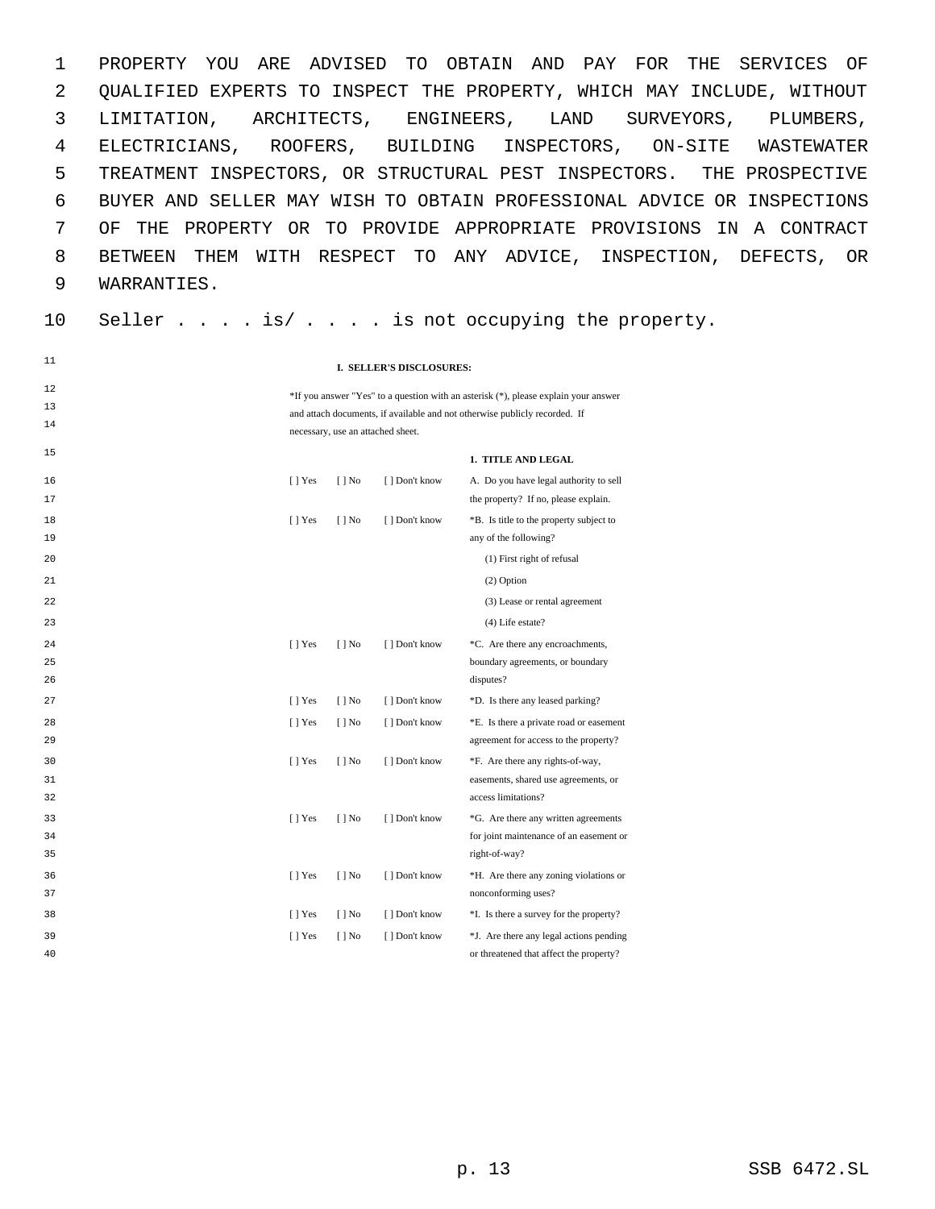PROPERTY YOU ARE ADVISED TO OBTAIN AND PAY FOR THE SERVICES OF QUALIFIED EXPERTS TO INSPECT THE PROPERTY, WHICH MAY INCLUDE, WITHOUT LIMITATION, ARCHITECTS, ENGINEERS, LAND SURVEYORS, PLUMBERS, ELECTRICIANS, ROOFERS, BUILDING INSPECTORS, ON-SITE WASTEWATER TREATMENT INSPECTORS, OR STRUCTURAL PEST INSPECTORS. THE PROSPECTIVE BUYER AND SELLER MAY WISH TO OBTAIN PROFESSIONAL ADVICE OR INSPECTIONS OF THE PROPERTY OR TO PROVIDE APPROPRIATE PROVISIONS IN A CONTRACT BETWEEN THEM WITH RESPECT TO ANY ADVICE, INSPECTION, DEFECTS, OR WARRANTIES.

Seller . . . . is/ . . . . is not occupying the property.

**I. SELLER'S DISCLOSURES:**

*If you answer "Yes" to a question with an asterisk (*), please explain your answer and attach documents, if available and not otherwise publicly recorded. If necessary, use an attached sheet.

**1. TITLE AND LEGAL**

| | | | |
|---|---|---|---|
| [ ] Yes | [ ] No | [ ] Don't know | A. Do you have legal authority to sell the property? If no, please explain. |
| [ ] Yes | [ ] No | [ ] Don't know | *B. Is title to the property subject to any of the following? |
| | | | (1) First right of refusal |
| | | | (2) Option |
| | | | (3) Lease or rental agreement |
| | | | (4) Life estate? |
| [ ] Yes | [ ] No | [ ] Don't know | *C. Are there any encroachments, boundary agreements, or boundary disputes? |
| [ ] Yes | [ ] No | [ ] Don't know | *D. Is there any leased parking? |
| [ ] Yes | [ ] No | [ ] Don't know | *E. Is there a private road or easement agreement for access to the property? |
| [ ] Yes | [ ] No | [ ] Don't know | *F. Are there any rights-of-way, easements, shared use agreements, or access limitations? |
| [ ] Yes | [ ] No | [ ] Don't know | *G. Are there any written agreements for joint maintenance of an easement or right-of-way? |
| [ ] Yes | [ ] No | [ ] Don't know | *H. Are there any zoning violations or nonconforming uses? |
| [ ] Yes | [ ] No | [ ] Don't know | *I. Is there a survey for the property? |
| [ ] Yes | [ ] No | [ ] Don't know | *J. Are there any legal actions pending or threatened that affect the property? |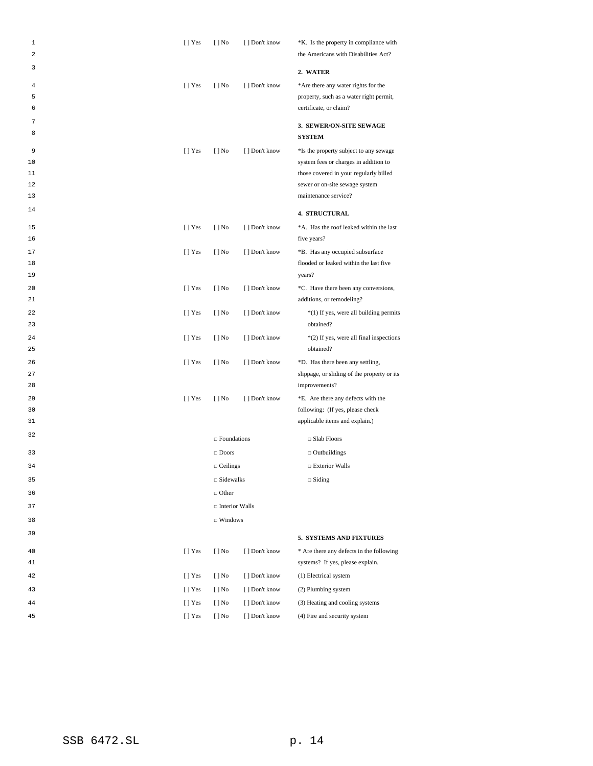| | | | |
|---|---|---|---|
| [ ] Yes | [ ] No | [ ] Don't know | *K. Is the property in compliance with the Americans with Disabilities Act? |
| | | | **2. WATER** |
| [ ] Yes | [ ] No | [ ] Don't know | *Are there any water rights for the property, such as a water right permit, certificate, or claim? |
| | | | **3. SEWER/ON-SITE SEWAGE SYSTEM** |
| [ ] Yes | [ ] No | [ ] Don't know | *Is the property subject to any sewage system fees or charges in addition to those covered in your regularly billed sewer or on-site sewage system maintenance service? |
| | | | **4. STRUCTURAL** |
| [ ] Yes | [ ] No | [ ] Don't know | *A. Has the roof leaked within the last five years? |
| [ ] Yes | [ ] No | [ ] Don't know | *B. Has any occupied subsurface flooded or leaked within the last five years? |
| [ ] Yes | [ ] No | [ ] Don't know | *C. Have there been any conversions, additions, or remodeling? |
| [ ] Yes | [ ] No | [ ] Don't know | *(1) If yes, were all building permits obtained? |
| [ ] Yes | [ ] No | [ ] Don't know | *(2) If yes, were all final inspections obtained? |
| [ ] Yes | [ ] No | [ ] Don't know | *D. Has there been any settling, slippage, or sliding of the property or its improvements? |
| [ ] Yes | [ ] No | [ ] Don't know | *E. Are there any defects with the following: (If yes, please check applicable items and explain.) |

| | |
|---|---|
| □ Foundations | □ Slab Floors |
| □ Doors | □ Outbuildings |
| □ Ceilings | □ Exterior Walls |
| □ Sidewalks | □ Siding |
| □ Other | |
| □ Interior Walls | |
| □ Windows | |

| | | | |
|---|---|---|---|
| | | | **5. SYSTEMS AND FIXTURES** |
| [ ] Yes | [ ] No | [ ] Don't know | * Are there any defects in the following systems? If yes, please explain. |
| [ ] Yes | [ ] No | [ ] Don't know | (1) Electrical system |
| [ ] Yes | [ ] No | [ ] Don't know | (2) Plumbing system |
| [ ] Yes | [ ] No | [ ] Don't know | (3) Heating and cooling systems |
| [ ] Yes | [ ] No | [ ] Don't know | (4) Fire and security system |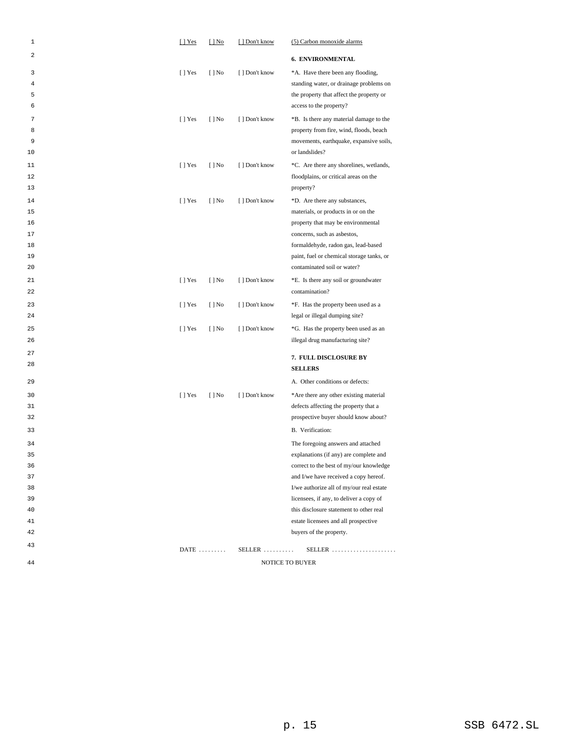| | | | |
|---|---|---|---|
| [ ] Yes | [ ] No | [ ] Don't know | (5) Carbon monoxide alarms |

**6. ENVIRONMENTAL**

| | | | |
|---|---|---|---|
| [ ] Yes | [ ] No | [ ] Don't know | *A. Have there been any flooding, standing water, or drainage problems on the property that affect the property or access to the property? |
| [ ] Yes | [ ] No | [ ] Don't know | *B. Is there any material damage to the property from fire, wind, floods, beach movements, earthquake, expansive soils, or landslides? |
| [ ] Yes | [ ] No | [ ] Don't know | *C. Are there any shorelines, wetlands, floodplains, or critical areas on the property? |
| [ ] Yes | [ ] No | [ ] Don't know | *D. Are there any substances, materials, or products in or on the property that may be environmental concerns, such as asbestos, formaldehyde, radon gas, lead-based paint, fuel or chemical storage tanks, or contaminated soil or water? |
| [ ] Yes | [ ] No | [ ] Don't know | *E. Is there any soil or groundwater contamination? |
| [ ] Yes | [ ] No | [ ] Don't know | *F. Has the property been used as a legal or illegal dumping site? |
| [ ] Yes | [ ] No | [ ] Don't know | *G. Has the property been used as an illegal drug manufacturing site? |

**7. FULL DISCLOSURE BY SELLERS**

A. Other conditions or defects:

| | | | |
|---|---|---|---|
| [ ] Yes | [ ] No | [ ] Don't know | *Are there any other existing material defects affecting the property that a prospective buyer should know about? |

B. Verification:

The foregoing answers and attached explanations (if any) are complete and correct to the best of my/our knowledge and I/we have received a copy hereof. I/we authorize all of my/our real estate licensees, if any, to deliver a copy of this disclosure statement to other real estate licensees and all prospective buyers of the property.

DATE . . . . . . . . . SELLER . . . . . . . . . . SELLER . . . . . . . . . . . . . . . . . . . . .

NOTICE TO BUYER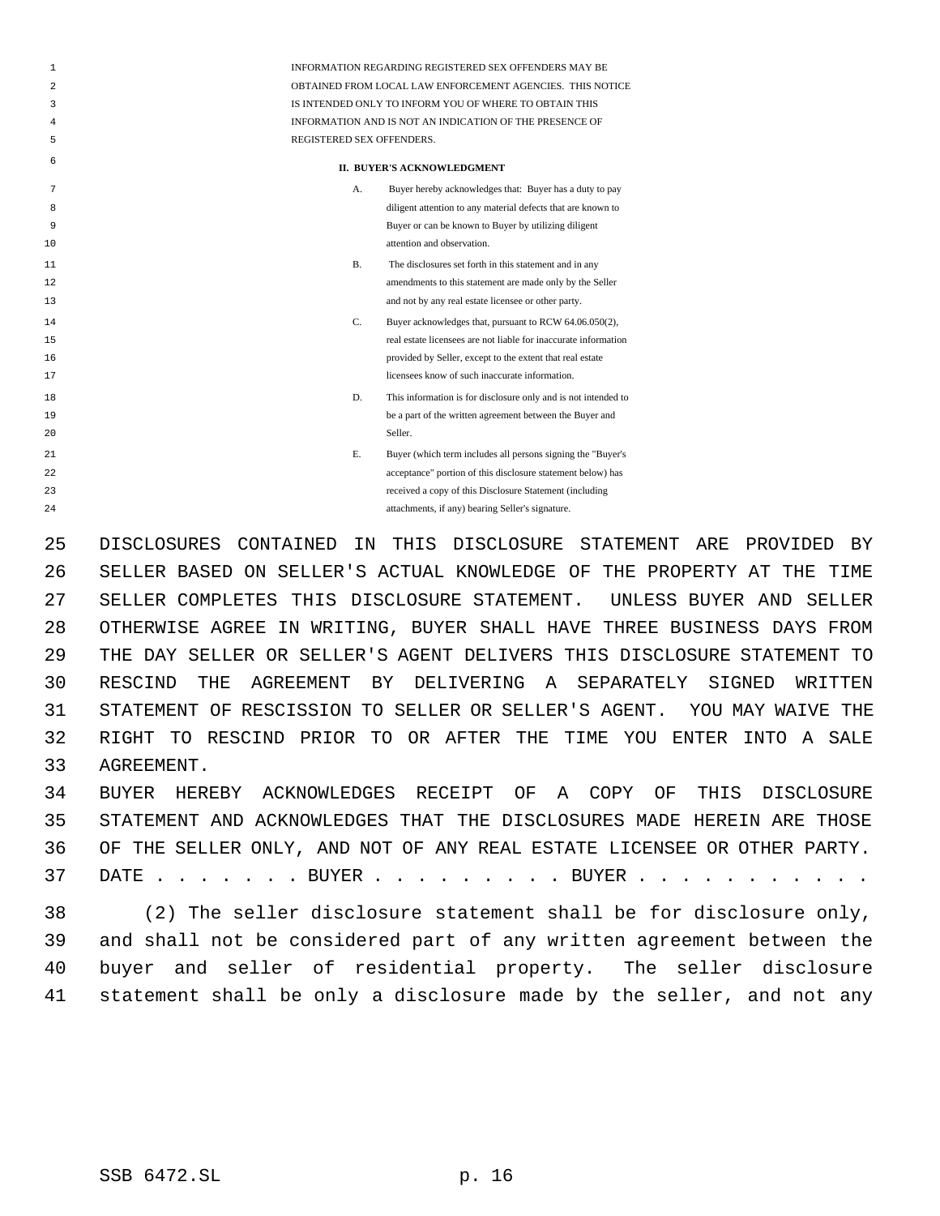INFORMATION REGARDING REGISTERED SEX OFFENDERS MAY BE OBTAINED FROM LOCAL LAW ENFORCEMENT AGENCIES. THIS NOTICE IS INTENDED ONLY TO INFORM YOU OF WHERE TO OBTAIN THIS INFORMATION AND IS NOT AN INDICATION OF THE PRESENCE OF REGISTERED SEX OFFENDERS.

**II. BUYER'S ACKNOWLEDGMENT**

A. Buyer hereby acknowledges that: Buyer has a duty to pay diligent attention to any material defects that are known to Buyer or can be known to Buyer by utilizing diligent attention and observation.

B. The disclosures set forth in this statement and in any amendments to this statement are made only by the Seller and not by any real estate licensee or other party.

C. Buyer acknowledges that, pursuant to RCW 64.06.050(2), real estate licensees are not liable for inaccurate information provided by Seller, except to the extent that real estate licensees know of such inaccurate information.

D. This information is for disclosure only and is not intended to be a part of the written agreement between the Buyer and Seller.

E. Buyer (which term includes all persons signing the "Buyer's acceptance" portion of this disclosure statement below) has received a copy of this Disclosure Statement (including attachments, if any) bearing Seller's signature.

DISCLOSURES CONTAINED IN THIS DISCLOSURE STATEMENT ARE PROVIDED BY SELLER BASED ON SELLER'S ACTUAL KNOWLEDGE OF THE PROPERTY AT THE TIME SELLER COMPLETES THIS DISCLOSURE STATEMENT. UNLESS BUYER AND SELLER OTHERWISE AGREE IN WRITING, BUYER SHALL HAVE THREE BUSINESS DAYS FROM THE DAY SELLER OR SELLER'S AGENT DELIVERS THIS DISCLOSURE STATEMENT TO RESCIND THE AGREEMENT BY DELIVERING A SEPARATELY SIGNED WRITTEN STATEMENT OF RESCISSION TO SELLER OR SELLER'S AGENT. YOU MAY WAIVE THE RIGHT TO RESCIND PRIOR TO OR AFTER THE TIME YOU ENTER INTO A SALE AGREEMENT.

BUYER HEREBY ACKNOWLEDGES RECEIPT OF A COPY OF THIS DISCLOSURE STATEMENT AND ACKNOWLEDGES THAT THE DISCLOSURES MADE HEREIN ARE THOSE OF THE SELLER ONLY, AND NOT OF ANY REAL ESTATE LICENSEE OR OTHER PARTY.

DATE . . . . . . . BUYER . . . . . . . . . BUYER . . . . . . . . . . .

(2) The seller disclosure statement shall be for disclosure only, and shall not be considered part of any written agreement between the buyer and seller of residential property. The seller disclosure statement shall be only a disclosure made by the seller, and not any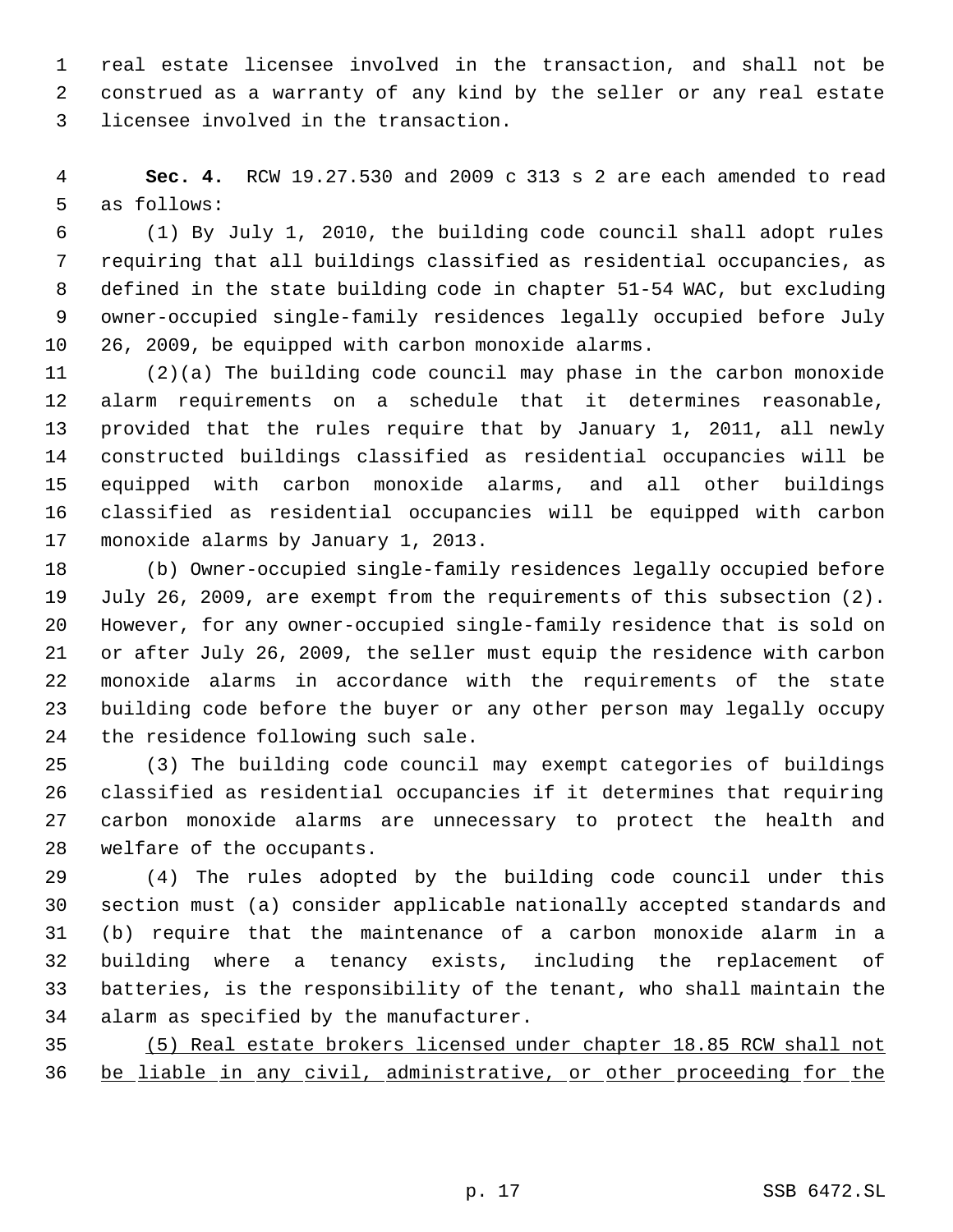real estate licensee involved in the transaction, and shall not be construed as a warranty of any kind by the seller or any real estate licensee involved in the transaction.

**Sec. 4.** RCW 19.27.530 and 2009 c 313 s 2 are each amended to read as follows:

(1) By July 1, 2010, the building code council shall adopt rules requiring that all buildings classified as residential occupancies, as defined in the state building code in chapter 51-54 WAC, but excluding owner-occupied single-family residences legally occupied before July 26, 2009, be equipped with carbon monoxide alarms.

(2)(a) The building code council may phase in the carbon monoxide alarm requirements on a schedule that it determines reasonable, provided that the rules require that by January 1, 2011, all newly constructed buildings classified as residential occupancies will be equipped with carbon monoxide alarms, and all other buildings classified as residential occupancies will be equipped with carbon monoxide alarms by January 1, 2013.

(b) Owner-occupied single-family residences legally occupied before July 26, 2009, are exempt from the requirements of this subsection (2). However, for any owner-occupied single-family residence that is sold on or after July 26, 2009, the seller must equip the residence with carbon monoxide alarms in accordance with the requirements of the state building code before the buyer or any other person may legally occupy the residence following such sale.

(3) The building code council may exempt categories of buildings classified as residential occupancies if it determines that requiring carbon monoxide alarms are unnecessary to protect the health and welfare of the occupants.

(4) The rules adopted by the building code council under this section must (a) consider applicable nationally accepted standards and (b) require that the maintenance of a carbon monoxide alarm in a building where a tenancy exists, including the replacement of batteries, is the responsibility of the tenant, who shall maintain the alarm as specified by the manufacturer.

<u>(5) Real estate brokers licensed under chapter 18.85 RCW shall not be liable in any civil, administrative, or other proceeding for the</u>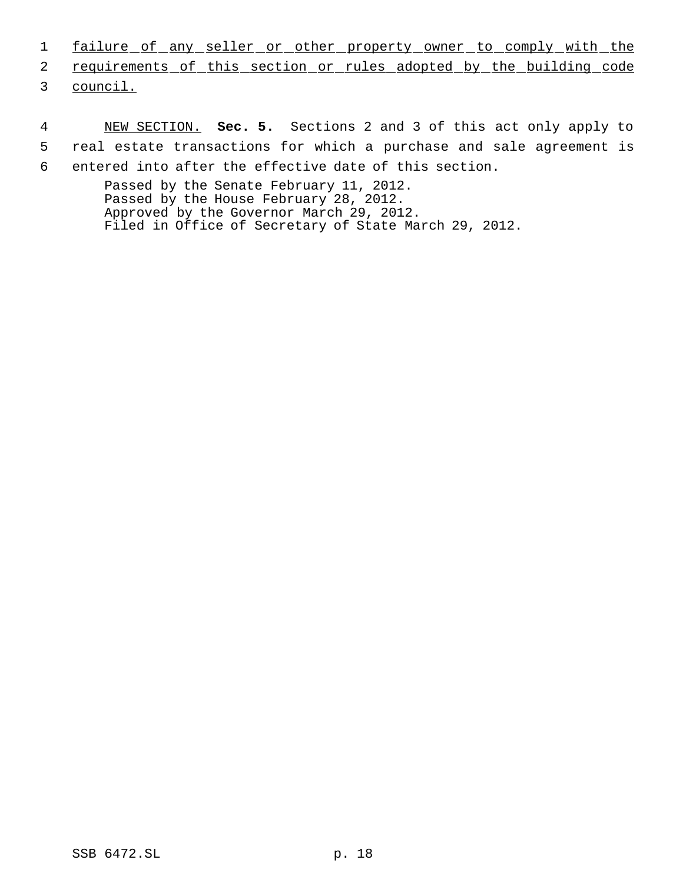failure of any seller or other property owner to comply with the requirements of this section or rules adopted by the building code council.

NEW SECTION. **Sec. 5.** Sections 2 and 3 of this act only apply to real estate transactions for which a purchase and sale agreement is entered into after the effective date of this section.

Passed by the Senate February 11, 2012.
Passed by the House February 28, 2012.
Approved by the Governor March 29, 2012.
Filed in Office of Secretary of State March 29, 2012.